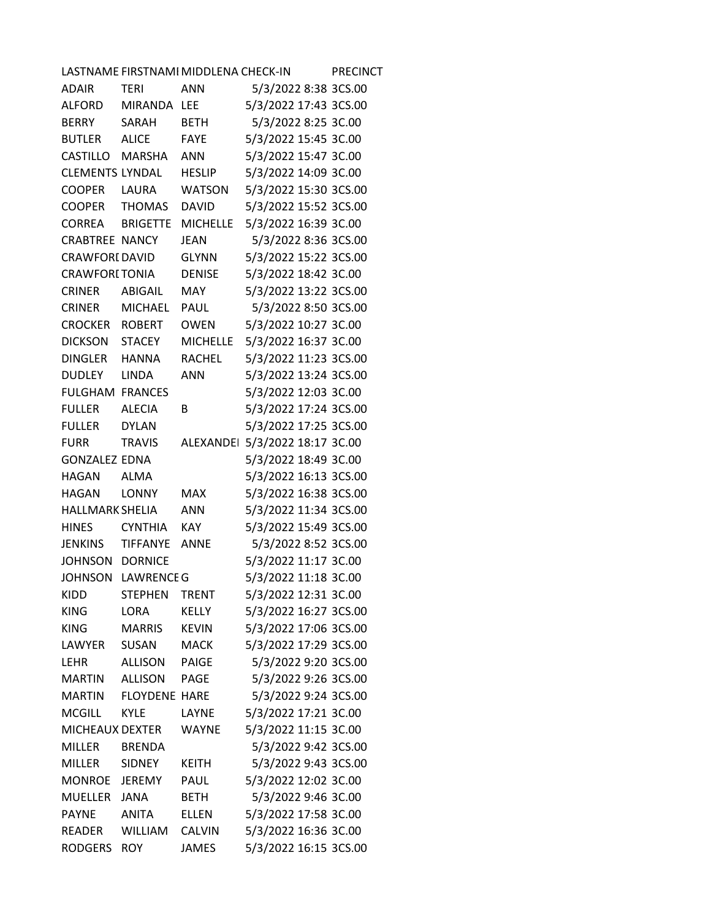| LASTNAME | FIRSTNAMI | MIDDLENA | CHECK-IN | PRECINCT |
| --- | --- | --- | --- | --- |
| ADAIR | TERI | ANN | 5/3/2022 8:38 | 3CS.00 |
| ALFORD | MIRANDA | LEE | 5/3/2022 17:43 | 3CS.00 |
| BERRY | SARAH | BETH | 5/3/2022 8:25 | 3C.00 |
| BUTLER | ALICE | FAYE | 5/3/2022 15:45 | 3C.00 |
| CASTILLO | MARSHA | ANN | 5/3/2022 15:47 | 3C.00 |
| CLEMENTS | LYNDAL | HESLIP | 5/3/2022 14:09 | 3C.00 |
| COOPER | LAURA | WATSON | 5/3/2022 15:30 | 3CS.00 |
| COOPER | THOMAS | DAVID | 5/3/2022 15:52 | 3CS.00 |
| CORREA | BRIGETTE | MICHELLE | 5/3/2022 16:39 | 3C.00 |
| CRABTREE | NANCY | JEAN | 5/3/2022 8:36 | 3CS.00 |
| CRAWFORI | DAVID | GLYNN | 5/3/2022 15:22 | 3CS.00 |
| CRAWFORI | TONIA | DENISE | 5/3/2022 18:42 | 3C.00 |
| CRINER | ABIGAIL | MAY | 5/3/2022 13:22 | 3CS.00 |
| CRINER | MICHAEL | PAUL | 5/3/2022 8:50 | 3CS.00 |
| CROCKER | ROBERT | OWEN | 5/3/2022 10:27 | 3C.00 |
| DICKSON | STACEY | MICHELLE | 5/3/2022 16:37 | 3C.00 |
| DINGLER | HANNA | RACHEL | 5/3/2022 11:23 | 3CS.00 |
| DUDLEY | LINDA | ANN | 5/3/2022 13:24 | 3CS.00 |
| FULGHAM | FRANCES | | 5/3/2022 12:03 | 3C.00 |
| FULLER | ALECIA | B | 5/3/2022 17:24 | 3CS.00 |
| FULLER | DYLAN | | 5/3/2022 17:25 | 3CS.00 |
| FURR | TRAVIS | ALEXANDEI | 5/3/2022 18:17 | 3C.00 |
| GONZALEZ | EDNA | | 5/3/2022 18:49 | 3C.00 |
| HAGAN | ALMA | | 5/3/2022 16:13 | 3CS.00 |
| HAGAN | LONNY | MAX | 5/3/2022 16:38 | 3CS.00 |
| HALLMARK | SHELIA | ANN | 5/3/2022 11:34 | 3CS.00 |
| HINES | CYNTHIA | KAY | 5/3/2022 15:49 | 3CS.00 |
| JENKINS | TIFFANYE | ANNE | 5/3/2022 8:52 | 3CS.00 |
| JOHNSON | DORNICE | | 5/3/2022 11:17 | 3C.00 |
| JOHNSON | LAWRENCE | G | 5/3/2022 11:18 | 3C.00 |
| KIDD | STEPHEN | TRENT | 5/3/2022 12:31 | 3C.00 |
| KING | LORA | KELLY | 5/3/2022 16:27 | 3CS.00 |
| KING | MARRIS | KEVIN | 5/3/2022 17:06 | 3CS.00 |
| LAWYER | SUSAN | MACK | 5/3/2022 17:29 | 3CS.00 |
| LEHR | ALLISON | PAIGE | 5/3/2022 9:20 | 3CS.00 |
| MARTIN | ALLISON | PAGE | 5/3/2022 9:26 | 3CS.00 |
| MARTIN | FLOYDENE | HARE | 5/3/2022 9:24 | 3CS.00 |
| MCGILL | KYLE | LAYNE | 5/3/2022 17:21 | 3C.00 |
| MICHEAUX | DEXTER | WAYNE | 5/3/2022 11:15 | 3C.00 |
| MILLER | BRENDA | | 5/3/2022 9:42 | 3CS.00 |
| MILLER | SIDNEY | KEITH | 5/3/2022 9:43 | 3CS.00 |
| MONROE | JEREMY | PAUL | 5/3/2022 12:02 | 3C.00 |
| MUELLER | JANA | BETH | 5/3/2022 9:46 | 3C.00 |
| PAYNE | ANITA | ELLEN | 5/3/2022 17:58 | 3C.00 |
| READER | WILLIAM | CALVIN | 5/3/2022 16:36 | 3C.00 |
| RODGERS | ROY | JAMES | 5/3/2022 16:15 | 3CS.00 |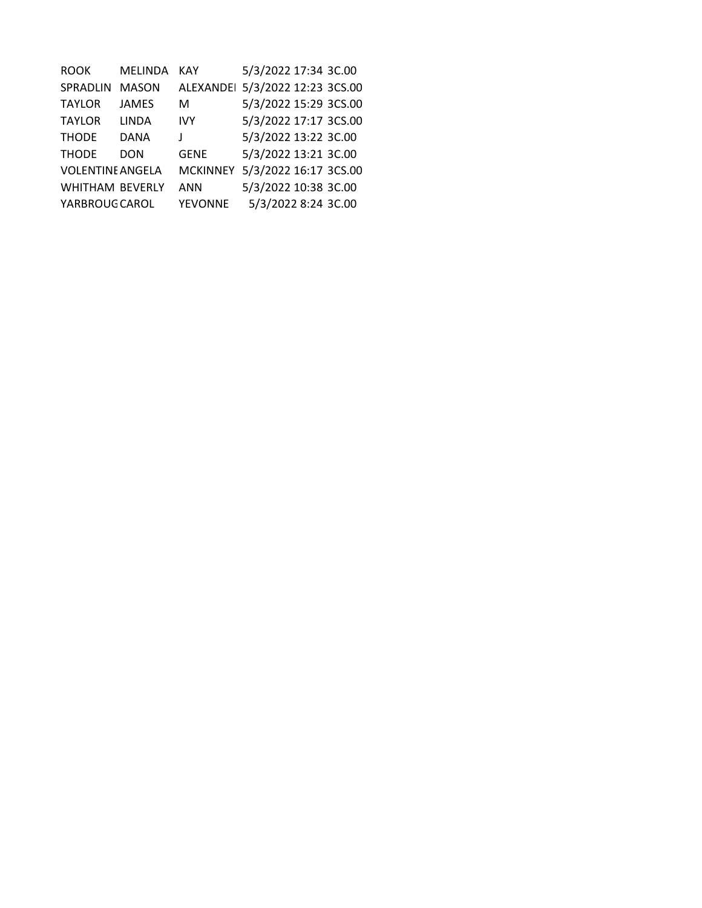| | | | | |
|---|---|---|---|---|
| ROOK | MELINDA | KAY | 5/3/2022 17:34 | 3C.00 |
| SPRADLIN | MASON | ALEXANDEI | 5/3/2022 12:23 | 3CS.00 |
| TAYLOR | JAMES | M | 5/3/2022 15:29 | 3CS.00 |
| TAYLOR | LINDA | IVY | 5/3/2022 17:17 | 3CS.00 |
| THODE | DANA | J | 5/3/2022 13:22 | 3C.00 |
| THODE | DON | GENE | 5/3/2022 13:21 | 3C.00 |
| VOLENTINE | ANGELA | MCKINNEY | 5/3/2022 16:17 | 3CS.00 |
| WHITHAM | BEVERLY | ANN | 5/3/2022 10:38 | 3C.00 |
| YARBROUG | CAROL | YEVONNE | 5/3/2022 8:24 | 3C.00 |